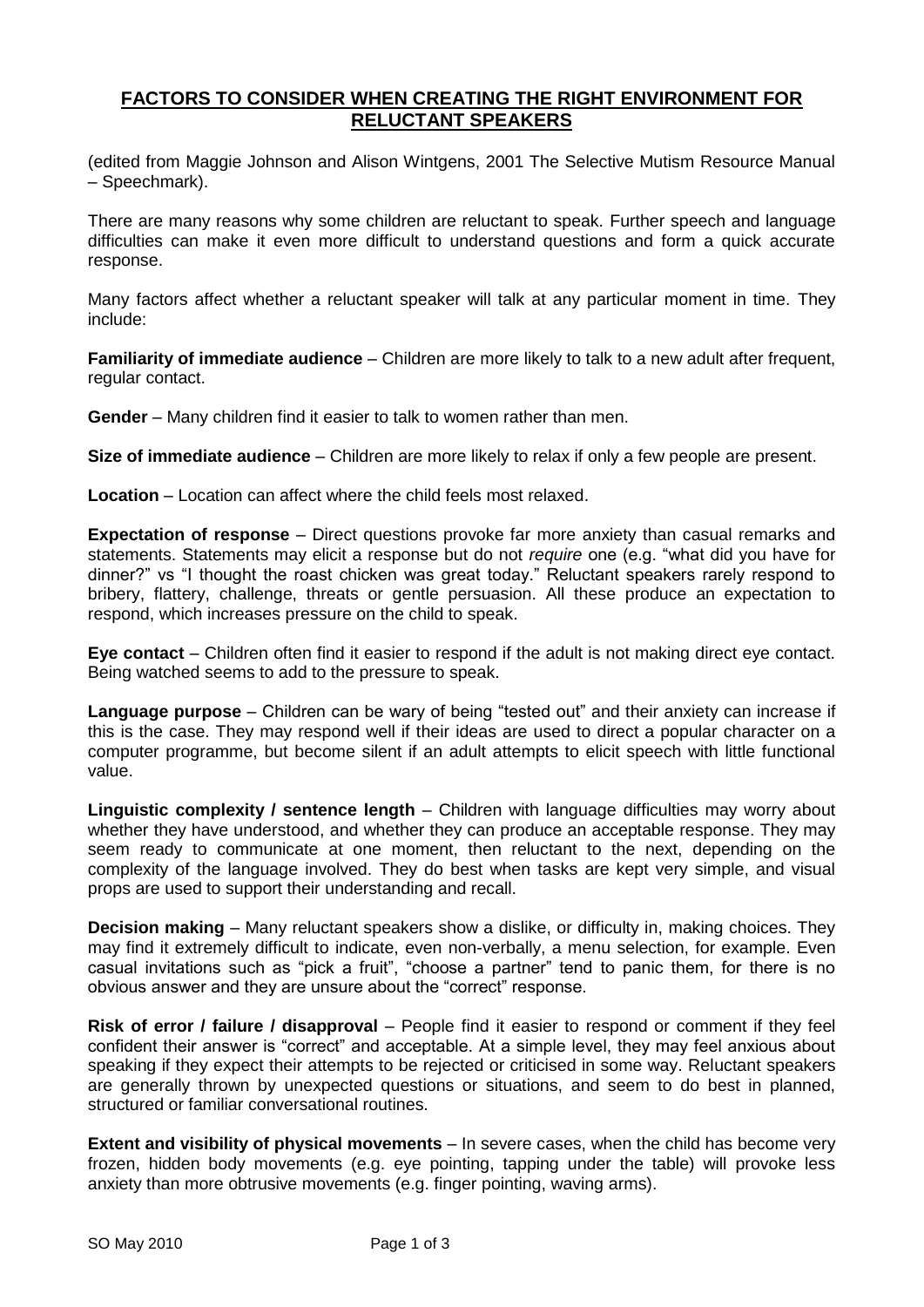# FACTORS TO CONSIDER WHEN CREATING THE RIGHT ENVIRONMENT FOR RELUCTANT SPEAKERS

(edited from Maggie Johnson and Alison Wintgens, 2001 The Selective Mutism Resource Manual – Speechmark).

There are many reasons why some children are reluctant to speak. Further speech and language difficulties can make it even more difficult to understand questions and form a quick accurate response.

Many factors affect whether a reluctant speaker will talk at any particular moment in time. They include:

**Familiarity of immediate audience** – Children are more likely to talk to a new adult after frequent, regular contact.

**Gender** – Many children find it easier to talk to women rather than men.

**Size of immediate audience** – Children are more likely to relax if only a few people are present.

**Location** – Location can affect where the child feels most relaxed.

**Expectation of response** – Direct questions provoke far more anxiety than casual remarks and statements. Statements may elicit a response but do not *require* one (e.g. "what did you have for dinner?" vs "I thought the roast chicken was great today." Reluctant speakers rarely respond to bribery, flattery, challenge, threats or gentle persuasion. All these produce an expectation to respond, which increases pressure on the child to speak.

**Eye contact** – Children often find it easier to respond if the adult is not making direct eye contact. Being watched seems to add to the pressure to speak.

**Language purpose** – Children can be wary of being "tested out" and their anxiety can increase if this is the case. They may respond well if their ideas are used to direct a popular character on a computer programme, but become silent if an adult attempts to elicit speech with little functional value.

**Linguistic complexity / sentence length** – Children with language difficulties may worry about whether they have understood, and whether they can produce an acceptable response. They may seem ready to communicate at one moment, then reluctant to the next, depending on the complexity of the language involved. They do best when tasks are kept very simple, and visual props are used to support their understanding and recall.

**Decision making** – Many reluctant speakers show a dislike, or difficulty in, making choices. They may find it extremely difficult to indicate, even non-verbally, a menu selection, for example. Even casual invitations such as "pick a fruit", "choose a partner" tend to panic them, for there is no obvious answer and they are unsure about the "correct" response.

**Risk of error / failure / disapproval** – People find it easier to respond or comment if they feel confident their answer is "correct" and acceptable. At a simple level, they may feel anxious about speaking if they expect their attempts to be rejected or criticised in some way. Reluctant speakers are generally thrown by unexpected questions or situations, and seem to do best in planned, structured or familiar conversational routines.

**Extent and visibility of physical movements** – In severe cases, when the child has become very frozen, hidden body movements (e.g. eye pointing, tapping under the table) will provoke less anxiety than more obtrusive movements (e.g. finger pointing, waving arms).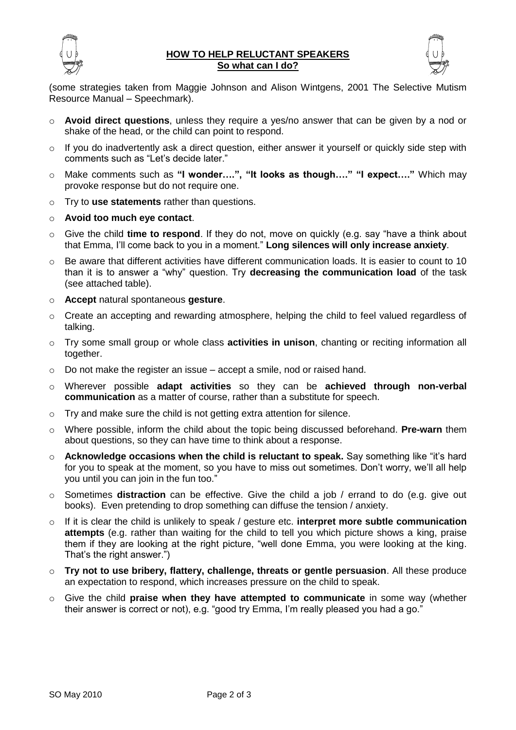# HOW TO HELP RELUCTANT SPEAKERS

## So what can I do?

(some strategies taken from Maggie Johnson and Alison Wintgens, 2001 The Selective Mutism Resource Manual – Speechmark).

- **Avoid direct questions**, unless they require a yes/no answer that can be given by a nod or shake of the head, or the child can point to respond.
- If you do inadvertently ask a direct question, either answer it yourself or quickly side step with comments such as "Let's decide later."
- Make comments such as **"I wonder….", "It looks as though…." "I expect…."** Which may provoke response but do not require one.
- Try to **use statements** rather than questions.
- **Avoid too much eye contact**.
- Give the child **time to respond**. If they do not, move on quickly (e.g. say "have a think about that Emma, I'll come back to you in a moment." **Long silences will only increase anxiety**.
- Be aware that different activities have different communication loads. It is easier to count to 10 than it is to answer a "why" question. Try **decreasing the communication load** of the task (see attached table).
- **Accept** natural spontaneous **gesture**.
- Create an accepting and rewarding atmosphere, helping the child to feel valued regardless of talking.
- Try some small group or whole class **activities in unison**, chanting or reciting information all together.
- Do not make the register an issue – accept a smile, nod or raised hand.
- Wherever possible **adapt activities** so they can be **achieved through non-verbal communication** as a matter of course, rather than a substitute for speech.
- Try and make sure the child is not getting extra attention for silence.
- Where possible, inform the child about the topic being discussed beforehand. **Pre-warn** them about questions, so they can have time to think about a response.
- **Acknowledge occasions when the child is reluctant to speak.** Say something like "it's hard for you to speak at the moment, so you have to miss out sometimes. Don't worry, we'll all help you until you can join in the fun too."
- Sometimes **distraction** can be effective. Give the child a job / errand to do (e.g. give out books). Even pretending to drop something can diffuse the tension / anxiety.
- If it is clear the child is unlikely to speak / gesture etc. **interpret more subtle communication attempts** (e.g. rather than waiting for the child to tell you which picture shows a king, praise them if they are looking at the right picture, "well done Emma, you were looking at the king. That's the right answer.")
- **Try not to use bribery, flattery, challenge, threats or gentle persuasion**. All these produce an expectation to respond, which increases pressure on the child to speak.
- Give the child **praise when they have attempted to communicate** in some way (whether their answer is correct or not), e.g. "good try Emma, I'm really pleased you had a go."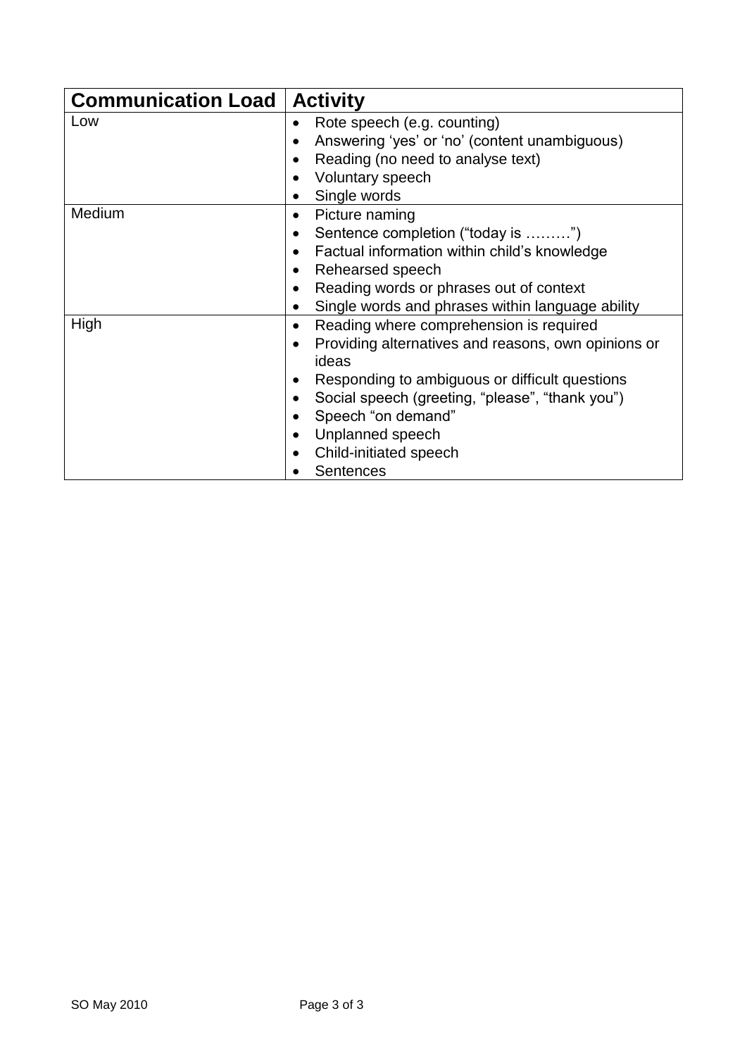| Communication Load | Activity |
|---|---|
| Low | • Rote speech (e.g. counting)<br>• Answering 'yes' or 'no' (content unambiguous)<br>• Reading (no need to analyse text)<br>• Voluntary speech<br>• Single words |
| Medium | • Picture naming<br>• Sentence completion ("today is ………")<br>• Factual information within child's knowledge<br>• Rehearsed speech<br>• Reading words or phrases out of context<br>• Single words and phrases within language ability |
| High | • Reading where comprehension is required<br>• Providing alternatives and reasons, own opinions or ideas<br>• Responding to ambiguous or difficult questions<br>• Social speech (greeting, "please", "thank you")<br>• Speech "on demand"<br>• Unplanned speech<br>• Child-initiated speech<br>• Sentences |

SO May 2010